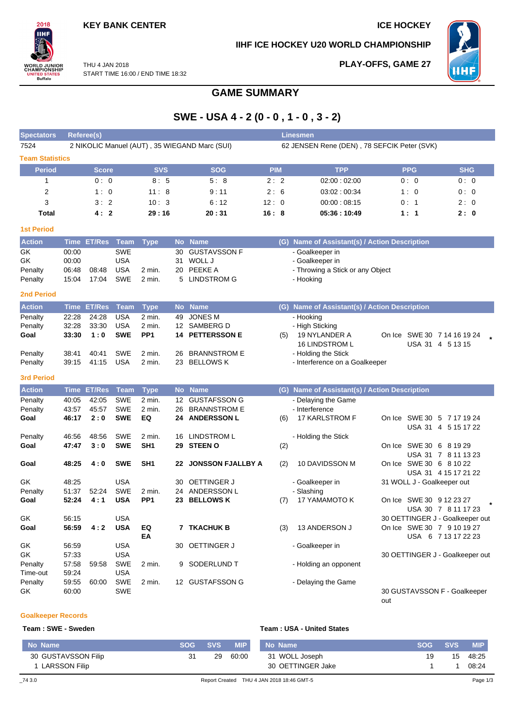KEY BANK CENTER

ICE HOCKEY

IIHF ICE HOCKEY U20 WORLD CHAMPIONSHIP

THU 4 JAN 2018
START TIME 16:00 / END TIME 18:32

PLAY-OFFS, GAME 27

# GAME SUMMARY

## SWE - USA 4 - 2 (0 - 0 , 1 - 0 , 3 - 2)

| Spectators | Referee(s) | Linesmen |
|---|---|---|
| 7524 | 2 NIKOLIC Manuel (AUT) , 35 WIEGAND Marc (SUI) | 62 JENSEN Rene (DEN) , 78 SEFCIK Peter (SVK) |

### Team Statistics

| Period | Score | SVS | SOG | PIM | TPP | PPG | SHG |
|---|---|---|---|---|---|---|---|
| 1 | 0 : 0 | 8 : 5 | 5 : 8 | 2 : 2 | 02:00 : 02:00 | 0 : 0 | 0 : 0 |
| 2 | 1 : 0 | 11 : 8 | 9 : 11 | 2 : 6 | 03:02 : 00:34 | 1 : 0 | 0 : 0 |
| 3 | 3 : 2 | 10 : 3 | 6 : 12 | 12 : 0 | 00:00 : 08:15 | 0 : 1 | 2 : 0 |
| **Total** | **4 : 2** | **29 : 16** | **20 : 31** | **16 : 8** | **05:36 : 10:49** | **1 : 1** | **2 : 0** |

### 1st Period

| Action | Time | ET/Res | Team | Type | No | Name | (G) | Name of Assistant(s) / Action Description | |
|---|---|---|---|---|---|---|---|---|---|
| GK | 00:00 | | SWE | | 30 | GUSTAVSSON F | | - Goalkeeper in | |
| GK | 00:00 | | USA | | 31 | WOLL J | | - Goalkeeper in | |
| Penalty | 06:48 | 08:48 | USA | 2 min. | 20 | PEEKE A | | - Throwing a Stick or any Object | |
| Penalty | 15:04 | 17:04 | SWE | 2 min. | 5 | LINDSTROM G | | - Hooking | |

### 2nd Period

| Action | Time | ET/Res | Team | Type | No | Name | (G) | Name of Assistant(s) / Action Description | |
|---|---|---|---|---|---|---|---|---|---|
| Penalty | 22:28 | 24:28 | USA | 2 min. | 49 | JONES M | | - Hooking | |
| Penalty | 32:28 | 33:30 | USA | 2 min. | 12 | SAMBERG D | | - High Sticking | |
| **Goal** | **33:30** | **1 : 0** | **SWE** | **PP1** | **14** | **PETTERSSON E** | (5) | 19 NYLANDER A<br>16 LINDSTROM L | On Ice SWE 30 7 14 16 19 24<br>USA 31 4 5 13 15 * |
| Penalty | 38:41 | 40:41 | SWE | 2 min. | 26 | BRANNSTROM E | | - Holding the Stick | |
| Penalty | 39:15 | 41:15 | USA | 2 min. | 23 | BELLOWS K | | - Interference on a Goalkeeper | |

### 3rd Period

| Action | Time | ET/Res | Team | Type | No | Name | (G) | Name of Assistant(s) / Action Description | |
|---|---|---|---|---|---|---|---|---|---|
| Penalty | 40:05 | 42:05 | SWE | 2 min. | 12 | GUSTAFSSON G | | - Delaying the Game | |
| Penalty | 43:57 | 45:57 | SWE | 2 min. | 26 | BRANNSTROM E | | - Interference | |
| **Goal** | **46:17** | **2 : 0** | **SWE** | **EQ** | **24** | **ANDERSSON L** | (6) | 17 KARLSTROM F | On Ice SWE 30 5 7 17 19 24<br>USA 31 4 5 15 17 22 |
| Penalty | 46:56 | 48:56 | SWE | 2 min. | 16 | LINDSTROM L | | - Holding the Stick | |
| **Goal** | **47:47** | **3 : 0** | **SWE** | **SH1** | **29** | **STEEN O** | (2) | | On Ice SWE 30 6 8 19 29<br>USA 31 7 8 11 13 23 |
| **Goal** | **48:25** | **4 : 0** | **SWE** | **SH1** | **22** | **JONSSON FJALLBY A** | (2) | 10 DAVIDSSON M | On Ice SWE 30 6 8 10 22<br>USA 31 4 15 17 21 22 |
| GK | 48:25 | | USA | | 30 | OETTINGER J | | - Goalkeeper in | 31 WOLL J - Goalkeeper out |
| Penalty | 51:37 | 52:24 | SWE | 2 min. | 24 | ANDERSSON L | | - Slashing | |
| **Goal** | **52:24** | **4 : 1** | **USA** | **PP1** | **23** | **BELLOWS K** | (7) | 17 YAMAMOTO K | On Ice SWE 30 9 12 23 27<br>USA 30 7 8 11 17 23 * |
| GK | 56:15 | | USA | | | | | | 30 OETTINGER J - Goalkeeper out |
| **Goal** | **56:59** | **4 : 2** | **USA** | **EQ EA** | **7** | **TKACHUK B** | (3) | 13 ANDERSON J | On Ice SWE 30 7 9 10 19 27<br>USA 6 7 13 17 22 23 |
| GK | 56:59 | | USA | | 30 | OETTINGER J | | - Goalkeeper in | |
| GK | 57:33 | | USA | | | | | | 30 OETTINGER J - Goalkeeper out |
| Penalty | 57:58 | 59:58 | SWE | 2 min. | 9 | SODERLUND T | | - Holding an opponent | |
| Time-out | 59:24 | | USA | | | | | | |
| Penalty | 59:55 | 60:00 | SWE | 2 min. | 12 | GUSTAFSSON G | | - Delaying the Game | |
| GK | 60:00 | | SWE | | | | | | 30 GUSTAVSSON F - Goalkeeper out |

### Goalkeeper Records

**Team : SWE - Sweden**

| No Name | SOG | SVS | MIP |
|---|---|---|---|
| 30 GUSTAVSSON Filip | 31 | 29 | 60:00 |
| 1 LARSSON Filip | | | |

**Team : USA - United States**

| No Name | SOG | SVS | MIP |
|---|---|---|---|
| 31 WOLL Joseph | 19 | 15 | 48:25 |
| 30 OETTINGER Jake | 1 | 1 | 08:24 |

_74 3.0 Report Created THU 4 JAN 2018 18:46 GMT-5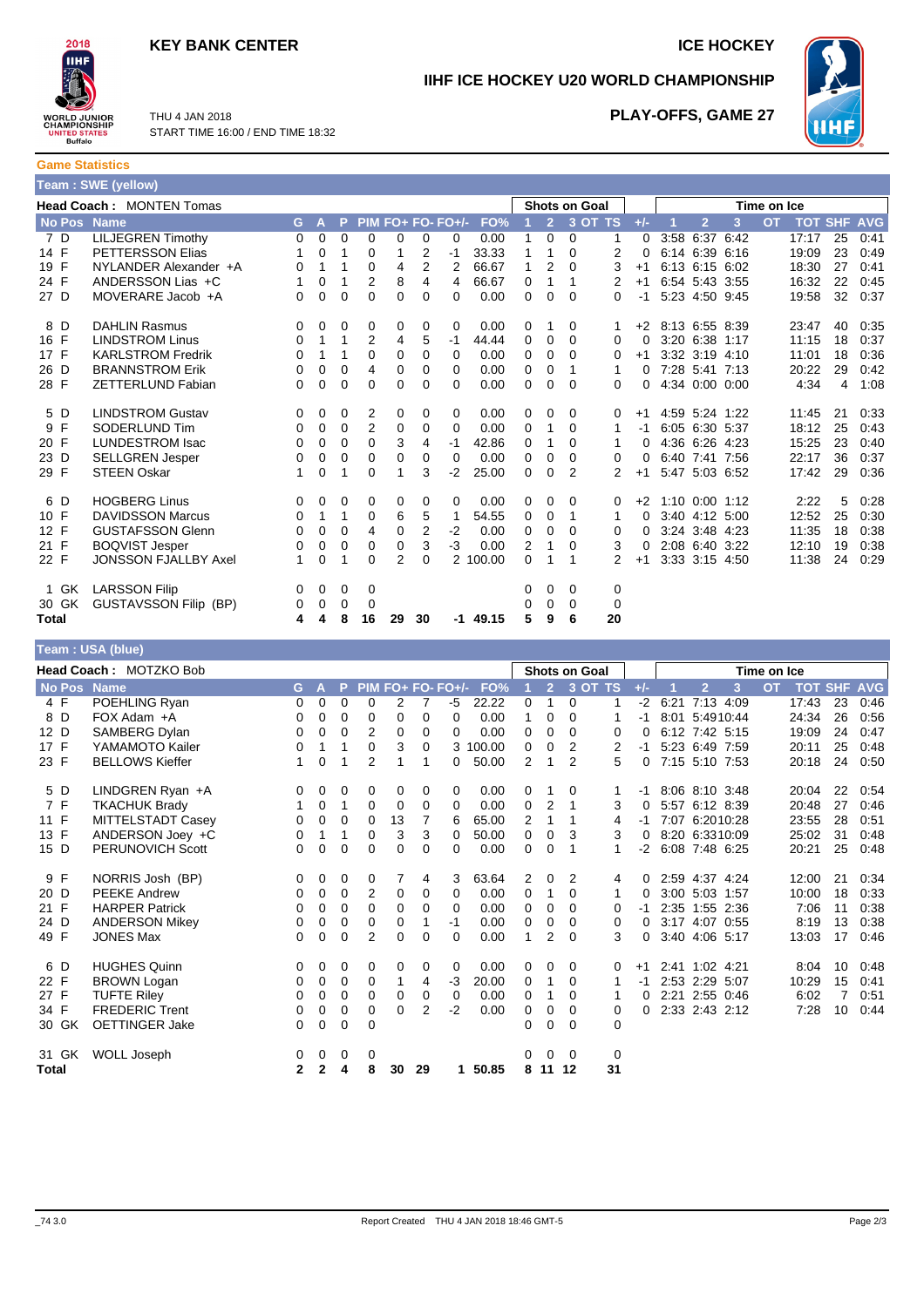# KEY BANK CENTER

# ICE HOCKEY

## IIHF ICE HOCKEY U20 WORLD CHAMPIONSHIP

THU 4 JAN 2018
START TIME 16:00 / END TIME 18:32

**PLAY-OFFS, GAME 27**

### Game Statistics

**Team : SWE (yellow)**

**Head Coach :** MONTEN Tomas

| No | Pos | Name | G | A | P | PIM | FO+ | FO- | FO+/- | FO% | Shots on Goal 1 | 2 | 3 | OT | TS | +/- | Time on Ice 1 | 2 | 3 | OT | TOT | SHF | AVG |
|---|---|---|---|---|---|---|---|---|---|---|---|---|---|---|---|---|---|---|---|---|---|---|---|
| 7 | D | LILJEGREN Timothy | 0 | 0 | 0 | 0 | 0 | 0 | 0 | 0.00 | 1 | 0 | 0 | | 1 | 0 | 3:58 | 6:37 | 6:42 | | 17:17 | 25 | 0:41 |
| 14 | F | PETTERSSON Elias | 1 | 0 | 1 | 0 | 1 | 2 | -1 | 33.33 | 1 | 1 | 0 | | 2 | 0 | 6:14 | 6:39 | 6:16 | | 19:09 | 23 | 0:49 |
| 19 | F | NYLANDER Alexander +A | 0 | 1 | 1 | 0 | 4 | 2 | 2 | 66.67 | 1 | 2 | 0 | | 3 | +1 | 6:13 | 6:15 | 6:02 | | 18:30 | 27 | 0:41 |
| 24 | F | ANDERSSON Lias +C | 1 | 0 | 1 | 2 | 8 | 4 | 4 | 66.67 | 0 | 1 | 1 | | 2 | +1 | 6:54 | 5:43 | 3:55 | | 16:32 | 22 | 0:45 |
| 27 | D | MOVERARE Jacob +A | 0 | 0 | 0 | 0 | 0 | 0 | 0 | 0.00 | 0 | 0 | 0 | | 0 | -1 | 5:23 | 4:50 | 9:45 | | 19:58 | 32 | 0:37 |
| 8 | D | DAHLIN Rasmus | 0 | 0 | 0 | 0 | 0 | 0 | 0 | 0.00 | 0 | 1 | 0 | | 1 | +2 | 8:13 | 6:55 | 8:39 | | 23:47 | 40 | 0:35 |
| 16 | F | LINDSTROM Linus | 0 | 1 | 1 | 2 | 4 | 5 | -1 | 44.44 | 0 | 0 | 0 | | 0 | 0 | 3:20 | 6:38 | 1:17 | | 11:15 | 18 | 0:37 |
| 17 | F | KARLSTROM Fredrik | 0 | 1 | 1 | 0 | 0 | 0 | 0 | 0.00 | 0 | 0 | 0 | | 0 | +1 | 3:32 | 3:19 | 4:10 | | 11:01 | 18 | 0:36 |
| 26 | D | BRANNSTROM Erik | 0 | 0 | 0 | 4 | 0 | 0 | 0 | 0.00 | 0 | 0 | 1 | | 1 | 0 | 7:28 | 5:41 | 7:13 | | 20:22 | 29 | 0:42 |
| 28 | F | ZETTERLUND Fabian | 0 | 0 | 0 | 0 | 0 | 0 | 0 | 0.00 | 0 | 0 | 0 | | 0 | 0 | 4:34 | 0:00 | 0:00 | | 4:34 | 4 | 1:08 |
| 5 | D | LINDSTROM Gustav | 0 | 0 | 0 | 2 | 0 | 0 | 0 | 0.00 | 0 | 0 | 0 | | 0 | +1 | 4:59 | 5:24 | 1:22 | | 11:45 | 21 | 0:33 |
| 9 | F | SODERLUND Tim | 0 | 0 | 0 | 2 | 0 | 0 | 0 | 0.00 | 0 | 1 | 0 | | 1 | -1 | 6:05 | 6:30 | 5:37 | | 18:12 | 25 | 0:43 |
| 20 | F | LUNDESTROM Isac | 0 | 0 | 0 | 0 | 3 | 4 | -1 | 42.86 | 0 | 1 | 0 | | 1 | 0 | 4:36 | 6:26 | 4:23 | | 15:25 | 23 | 0:40 |
| 23 | D | SELLGREN Jesper | 0 | 0 | 0 | 0 | 0 | 0 | 0 | 0.00 | 0 | 0 | 0 | | 0 | 0 | 6:40 | 7:41 | 7:56 | | 22:17 | 36 | 0:37 |
| 29 | F | STEEN Oskar | 1 | 0 | 1 | 0 | 1 | 3 | -2 | 25.00 | 0 | 0 | 2 | | 2 | +1 | 5:47 | 5:03 | 6:52 | | 17:42 | 29 | 0:36 |
| 6 | D | HOGBERG Linus | 0 | 0 | 0 | 0 | 0 | 0 | 0 | 0.00 | 0 | 0 | 0 | | 0 | +2 | 1:10 | 0:00 | 1:12 | | 2:22 | 5 | 0:28 |
| 10 | F | DAVIDSSON Marcus | 0 | 1 | 1 | 0 | 6 | 5 | 1 | 54.55 | 0 | 0 | 1 | | 1 | 0 | 3:40 | 4:12 | 5:00 | | 12:52 | 25 | 0:30 |
| 12 | F | GUSTAFSSON Glenn | 0 | 0 | 0 | 4 | 0 | 2 | -2 | 0.00 | 0 | 0 | 0 | | 0 | 0 | 3:24 | 3:48 | 4:23 | | 11:35 | 18 | 0:38 |
| 21 | F | BOQVIST Jesper | 0 | 0 | 0 | 0 | 0 | 3 | -3 | 0.00 | 2 | 1 | 0 | | 3 | 0 | 2:08 | 6:40 | 3:22 | | 12:10 | 19 | 0:38 |
| 22 | F | JONSSON FJALLBY Axel | 1 | 0 | 1 | 0 | 2 | 0 | 2 | 100.00 | 0 | 1 | 1 | | 2 | +1 | 3:33 | 3:15 | 4:50 | | 11:38 | 24 | 0:29 |
| 1 | GK | LARSSON Filip | 0 | 0 | 0 | 0 | | | | | 0 | 0 | 0 | | 0 | | | | | | | | |
| 30 | GK | GUSTAVSSON Filip (BP) | 0 | 0 | 0 | 0 | | | | | 0 | 0 | 0 | | 0 | | | | | | | | |
| **Total** | | | **4** | **4** | **8** | **16** | **29** | **30** | **-1** | **49.15** | **5** | **9** | **6** | | **20** | | | | | | | | |

**Team : USA (blue)**

**Head Coach :** MOTZKO Bob

| No | Pos | Name | G | A | P | PIM | FO+ | FO- | FO+/- | FO% | Shots on Goal 1 | 2 | 3 | OT | TS | +/- | Time on Ice 1 | 2 | 3 | OT | TOT | SHF | AVG |
|---|---|---|---|---|---|---|---|---|---|---|---|---|---|---|---|---|---|---|---|---|---|---|---|
| 4 | F | POEHLING Ryan | 0 | 0 | 0 | 0 | 2 | 7 | -5 | 22.22 | 0 | 1 | 0 | | 1 | -2 | 6:21 | 7:13 | 4:09 | | 17:43 | 23 | 0:46 |
| 8 | D | FOX Adam +A | 0 | 0 | 0 | 0 | 0 | 0 | 0 | 0.00 | 1 | 0 | 0 | | 1 | -1 | 8:01 | 5:49 | 10:44 | | 24:34 | 26 | 0:56 |
| 12 | D | SAMBERG Dylan | 0 | 0 | 0 | 2 | 0 | 0 | 0 | 0.00 | 0 | 0 | 0 | | 0 | 0 | 6:12 | 7:42 | 5:15 | | 19:09 | 24 | 0:47 |
| 17 | F | YAMAMOTO Kailer | 0 | 1 | 1 | 0 | 3 | 0 | 3 | 100.00 | 0 | 0 | 2 | | 2 | -1 | 5:23 | 6:49 | 7:59 | | 20:11 | 25 | 0:48 |
| 23 | F | BELLOWS Kieffer | 1 | 0 | 1 | 2 | 1 | 1 | 0 | 50.00 | 2 | 1 | 2 | | 5 | 0 | 7:15 | 5:10 | 7:53 | | 20:18 | 24 | 0:50 |
| 5 | D | LINDGREN Ryan +A | 0 | 0 | 0 | 0 | 0 | 0 | 0 | 0.00 | 0 | 1 | 0 | | 1 | -1 | 8:06 | 8:10 | 3:48 | | 20:04 | 22 | 0:54 |
| 7 | F | TKACHUK Brady | 1 | 0 | 1 | 0 | 0 | 0 | 0 | 0.00 | 0 | 2 | 1 | | 3 | 0 | 5:57 | 6:12 | 8:39 | | 20:48 | 27 | 0:46 |
| 11 | F | MITTELSTADT Casey | 0 | 0 | 0 | 0 | 13 | 7 | 6 | 65.00 | 2 | 1 | 1 | | 4 | -1 | 7:07 | 6:20 | 10:28 | | 23:55 | 28 | 0:51 |
| 13 | F | ANDERSON Joey +C | 0 | 1 | 1 | 0 | 3 | 3 | 0 | 50.00 | 0 | 0 | 3 | | 3 | 0 | 8:20 | 6:33 | 10:09 | | 25:02 | 31 | 0:48 |
| 15 | D | PERUNOVICH Scott | 0 | 0 | 0 | 0 | 0 | 0 | 0 | 0.00 | 0 | 0 | 1 | | 1 | -2 | 6:08 | 7:48 | 6:25 | | 20:21 | 25 | 0:48 |
| 9 | F | NORRIS Josh (BP) | 0 | 0 | 0 | 0 | 7 | 4 | 3 | 63.64 | 2 | 0 | 2 | | 4 | 0 | 2:59 | 4:37 | 4:24 | | 12:00 | 21 | 0:34 |
| 20 | D | PEEKE Andrew | 0 | 0 | 0 | 2 | 0 | 0 | 0 | 0.00 | 0 | 1 | 0 | | 1 | 0 | 3:00 | 5:03 | 1:57 | | 10:00 | 18 | 0:33 |
| 21 | F | HARPER Patrick | 0 | 0 | 0 | 0 | 0 | 0 | 0 | 0.00 | 0 | 0 | 0 | | 0 | -1 | 2:35 | 1:55 | 2:36 | | 7:06 | 11 | 0:38 |
| 24 | D | ANDERSON Mikey | 0 | 0 | 0 | 0 | 0 | 1 | -1 | 0.00 | 0 | 0 | 0 | | 0 | 0 | 3:17 | 4:07 | 0:55 | | 8:19 | 13 | 0:38 |
| 49 | F | JONES Max | 0 | 0 | 0 | 2 | 0 | 0 | 0 | 0.00 | 1 | 2 | 0 | | 3 | 0 | 3:40 | 4:06 | 5:17 | | 13:03 | 17 | 0:46 |
| 6 | D | HUGHES Quinn | 0 | 0 | 0 | 0 | 0 | 0 | 0 | 0.00 | 0 | 0 | 0 | | 0 | +1 | 2:41 | 1:02 | 4:21 | | 8:04 | 10 | 0:48 |
| 22 | F | BROWN Logan | 0 | 0 | 0 | 0 | 1 | 4 | -3 | 20.00 | 0 | 1 | 0 | | 1 | -1 | 2:53 | 2:29 | 5:07 | | 10:29 | 15 | 0:41 |
| 27 | F | TUFTE Riley | 0 | 0 | 0 | 0 | 0 | 0 | 0 | 0.00 | 0 | 1 | 0 | | 1 | 0 | 2:21 | 2:55 | 0:46 | | 6:02 | 7 | 0:51 |
| 34 | F | FREDERIC Trent | 0 | 0 | 0 | 0 | 0 | 2 | -2 | 0.00 | 0 | 0 | 0 | | 0 | 0 | 2:33 | 2:43 | 2:12 | | 7:28 | 10 | 0:44 |
| 30 | GK | OETTINGER Jake | 0 | 0 | 0 | 0 | | | | | 0 | 0 | 0 | | 0 | | | | | | | | |
| 31 | GK | WOLL Joseph | 0 | 0 | 0 | 0 | | | | | 0 | 0 | 0 | | 0 | | | | | | | | |
| **Total** | | | **2** | **2** | **4** | **8** | **30** | **29** | **1** | **50.85** | **8** | **11** | **12** | | **31** | | | | | | | | |

_74 3.0 Report Created THU 4 JAN 2018 18:46 GMT-5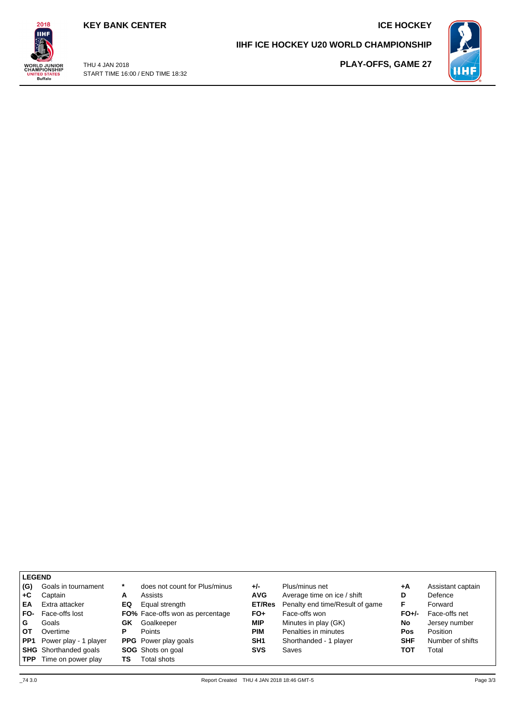KEY BANK CENTER

ICE HOCKEY

IIHF ICE HOCKEY U20 WORLD CHAMPIONSHIP

THU 4 JAN 2018
START TIME 16:00 / END TIME 18:32

PLAY-OFFS, GAME 27

**LEGEND**

| | | | | | | | |
|---|---|---|---|---|---|---|---|
| **(G)** | Goals in tournament | ***** | does not count for Plus/minus | **+/-** | Plus/minus net | **+A** | Assistant captain |
| **+C** | Captain | **A** | Assists | **AVG** | Average time on ice / shift | **D** | Defence |
| **EA** | Extra attacker | **EQ** | Equal strength | **ET/Res** | Penalty end time/Result of game | **F** | Forward |
| **FO-** | Face-offs lost | **FO%** | Face-offs won as percentage | **FO+** | Face-offs won | **FO+/-** | Face-offs net |
| **G** | Goals | **GK** | Goalkeeper | **MIP** | Minutes in play (GK) | **No** | Jersey number |
| **OT** | Overtime | **P** | Points | **PIM** | Penalties in minutes | **Pos** | Position |
| **PP1** | Power play - 1 player | **PPG** | Power play goals | **SH1** | Shorthanded - 1 player | **SHF** | Number of shifts |
| **SHG** | Shorthanded goals | **SOG** | Shots on goal | **SVS** | Saves | **TOT** | Total |
| **TPP** | Time on power play | **TS** | Total shots | | | | |

_74 3.0 Report Created THU 4 JAN 2018 18:46 GMT-5